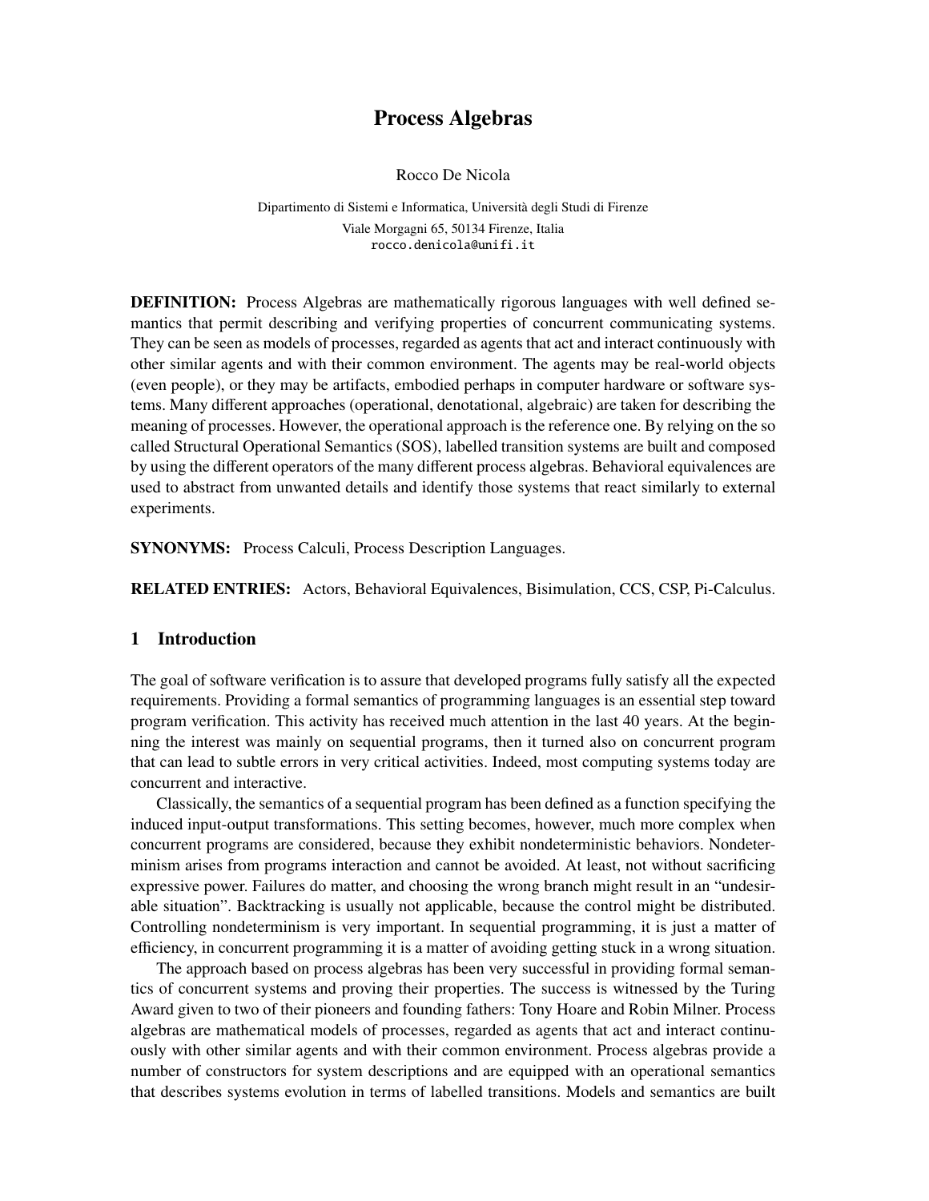# Process Algebras

Rocco De Nicola

Dipartimento di Sistemi e Informatica, Università degli Studi di Firenze
Viale Morgagni 65, 50134 Firenze, Italia
rocco.denicola@unifi.it

**DEFINITION:** Process Algebras are mathematically rigorous languages with well defined semantics that permit describing and verifying properties of concurrent communicating systems. They can be seen as models of processes, regarded as agents that act and interact continuously with other similar agents and with their common environment. The agents may be real-world objects (even people), or they may be artifacts, embodied perhaps in computer hardware or software systems. Many different approaches (operational, denotational, algebraic) are taken for describing the meaning of processes. However, the operational approach is the reference one. By relying on the so called Structural Operational Semantics (SOS), labelled transition systems are built and composed by using the different operators of the many different process algebras. Behavioral equivalences are used to abstract from unwanted details and identify those systems that react similarly to external experiments.

**SYNONYMS:** Process Calculi, Process Description Languages.

**RELATED ENTRIES:** Actors, Behavioral Equivalences, Bisimulation, CCS, CSP, Pi-Calculus.

## 1 Introduction

The goal of software verification is to assure that developed programs fully satisfy all the expected requirements. Providing a formal semantics of programming languages is an essential step toward program verification. This activity has received much attention in the last 40 years. At the beginning the interest was mainly on sequential programs, then it turned also on concurrent program that can lead to subtle errors in very critical activities. Indeed, most computing systems today are concurrent and interactive.

Classically, the semantics of a sequential program has been defined as a function specifying the induced input-output transformations. This setting becomes, however, much more complex when concurrent programs are considered, because they exhibit nondeterministic behaviors. Nondeterminism arises from programs interaction and cannot be avoided. At least, not without sacrificing expressive power. Failures do matter, and choosing the wrong branch might result in an "undesirable situation". Backtracking is usually not applicable, because the control might be distributed. Controlling nondeterminism is very important. In sequential programming, it is just a matter of efficiency, in concurrent programming it is a matter of avoiding getting stuck in a wrong situation.

The approach based on process algebras has been very successful in providing formal semantics of concurrent systems and proving their properties. The success is witnessed by the Turing Award given to two of their pioneers and founding fathers: Tony Hoare and Robin Milner. Process algebras are mathematical models of processes, regarded as agents that act and interact continuously with other similar agents and with their common environment. Process algebras provide a number of constructors for system descriptions and are equipped with an operational semantics that describes systems evolution in terms of labelled transitions. Models and semantics are built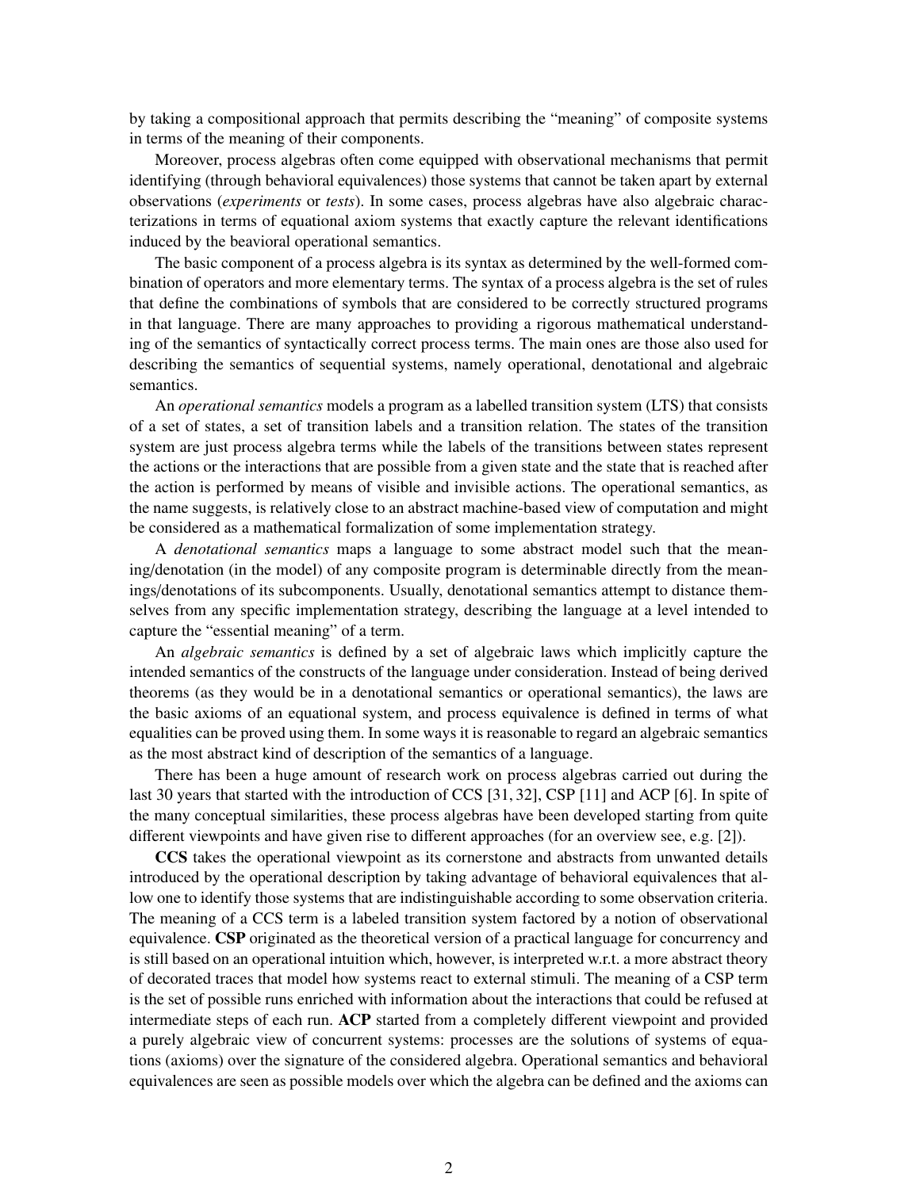by taking a compositional approach that permits describing the "meaning" of composite systems in terms of the meaning of their components.

Moreover, process algebras often come equipped with observational mechanisms that permit identifying (through behavioral equivalences) those systems that cannot be taken apart by external observations (*experiments* or *tests*). In some cases, process algebras have also algebraic characterizations in terms of equational axiom systems that exactly capture the relevant identifications induced by the beavioral operational semantics.

The basic component of a process algebra is its syntax as determined by the well-formed combination of operators and more elementary terms. The syntax of a process algebra is the set of rules that define the combinations of symbols that are considered to be correctly structured programs in that language. There are many approaches to providing a rigorous mathematical understanding of the semantics of syntactically correct process terms. The main ones are those also used for describing the semantics of sequential systems, namely operational, denotational and algebraic semantics.

An *operational semantics* models a program as a labelled transition system (LTS) that consists of a set of states, a set of transition labels and a transition relation. The states of the transition system are just process algebra terms while the labels of the transitions between states represent the actions or the interactions that are possible from a given state and the state that is reached after the action is performed by means of visible and invisible actions. The operational semantics, as the name suggests, is relatively close to an abstract machine-based view of computation and might be considered as a mathematical formalization of some implementation strategy.

A *denotational semantics* maps a language to some abstract model such that the meaning/denotation (in the model) of any composite program is determinable directly from the meanings/denotations of its subcomponents. Usually, denotational semantics attempt to distance themselves from any specific implementation strategy, describing the language at a level intended to capture the "essential meaning" of a term.

An *algebraic semantics* is defined by a set of algebraic laws which implicitly capture the intended semantics of the constructs of the language under consideration. Instead of being derived theorems (as they would be in a denotational semantics or operational semantics), the laws are the basic axioms of an equational system, and process equivalence is defined in terms of what equalities can be proved using them. In some ways it is reasonable to regard an algebraic semantics as the most abstract kind of description of the semantics of a language.

There has been a huge amount of research work on process algebras carried out during the last 30 years that started with the introduction of CCS [31, 32], CSP [11] and ACP [6]. In spite of the many conceptual similarities, these process algebras have been developed starting from quite different viewpoints and have given rise to different approaches (for an overview see, e.g. [2]).

**CCS** takes the operational viewpoint as its cornerstone and abstracts from unwanted details introduced by the operational description by taking advantage of behavioral equivalences that allow one to identify those systems that are indistinguishable according to some observation criteria. The meaning of a CCS term is a labeled transition system factored by a notion of observational equivalence. **CSP** originated as the theoretical version of a practical language for concurrency and is still based on an operational intuition which, however, is interpreted w.r.t. a more abstract theory of decorated traces that model how systems react to external stimuli. The meaning of a CSP term is the set of possible runs enriched with information about the interactions that could be refused at intermediate steps of each run. **ACP** started from a completely different viewpoint and provided a purely algebraic view of concurrent systems: processes are the solutions of systems of equations (axioms) over the signature of the considered algebra. Operational semantics and behavioral equivalences are seen as possible models over which the algebra can be defined and the axioms can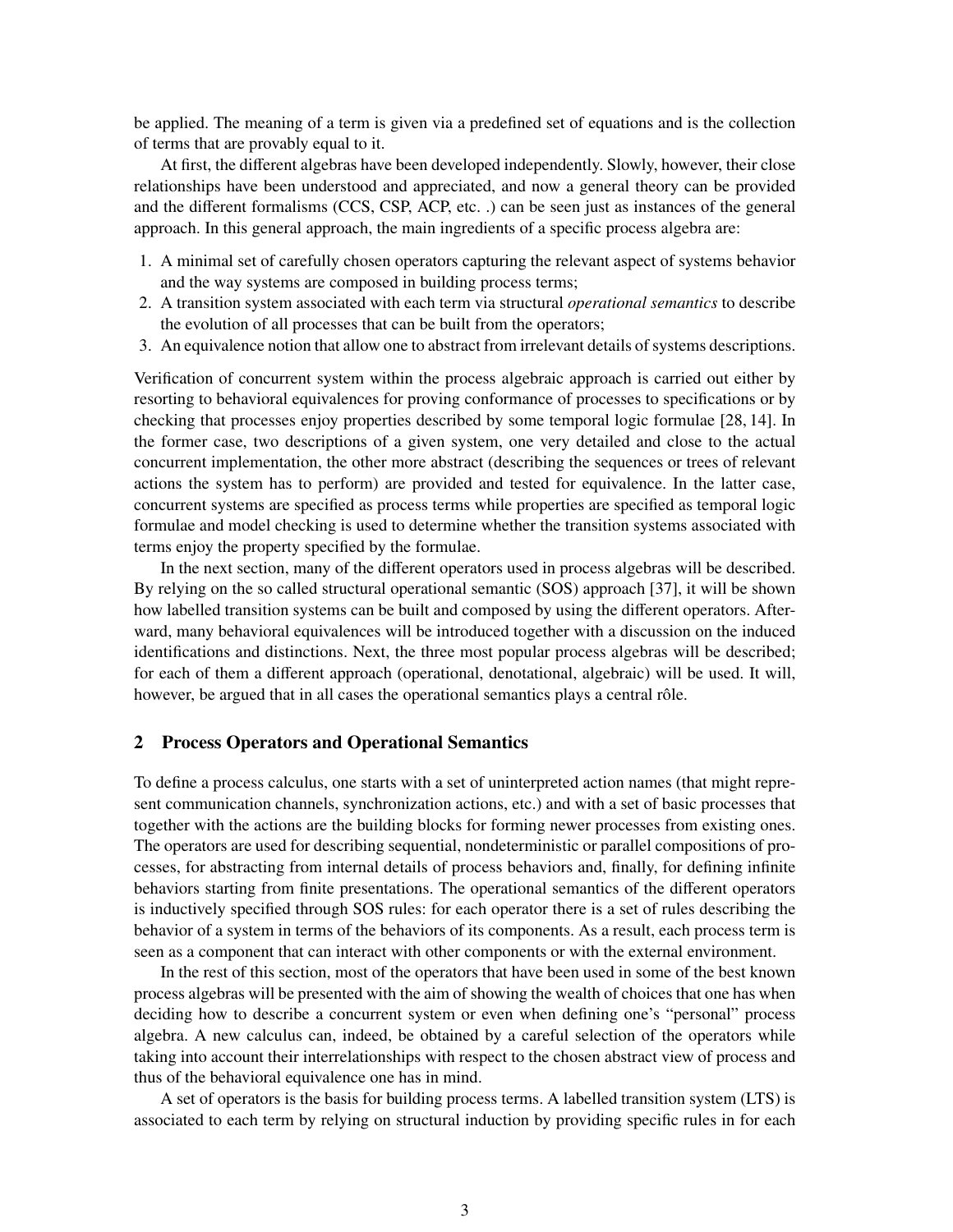be applied. The meaning of a term is given via a predefined set of equations and is the collection of terms that are provably equal to it.

At first, the different algebras have been developed independently. Slowly, however, their close relationships have been understood and appreciated, and now a general theory can be provided and the different formalisms (CCS, CSP, ACP, etc. .) can be seen just as instances of the general approach. In this general approach, the main ingredients of a specific process algebra are:

1. A minimal set of carefully chosen operators capturing the relevant aspect of systems behavior and the way systems are composed in building process terms;
2. A transition system associated with each term via structural *operational semantics* to describe the evolution of all processes that can be built from the operators;
3. An equivalence notion that allow one to abstract from irrelevant details of systems descriptions.

Verification of concurrent system within the process algebraic approach is carried out either by resorting to behavioral equivalences for proving conformance of processes to specifications or by checking that processes enjoy properties described by some temporal logic formulae [28, 14]. In the former case, two descriptions of a given system, one very detailed and close to the actual concurrent implementation, the other more abstract (describing the sequences or trees of relevant actions the system has to perform) are provided and tested for equivalence. In the latter case, concurrent systems are specified as process terms while properties are specified as temporal logic formulae and model checking is used to determine whether the transition systems associated with terms enjoy the property specified by the formulae.

In the next section, many of the different operators used in process algebras will be described. By relying on the so called structural operational semantic (SOS) approach [37], it will be shown how labelled transition systems can be built and composed by using the different operators. Afterward, many behavioral equivalences will be introduced together with a discussion on the induced identifications and distinctions. Next, the three most popular process algebras will be described; for each of them a different approach (operational, denotational, algebraic) will be used. It will, however, be argued that in all cases the operational semantics plays a central rôle.

## 2 Process Operators and Operational Semantics

To define a process calculus, one starts with a set of uninterpreted action names (that might represent communication channels, synchronization actions, etc.) and with a set of basic processes that together with the actions are the building blocks for forming newer processes from existing ones. The operators are used for describing sequential, nondeterministic or parallel compositions of processes, for abstracting from internal details of process behaviors and, finally, for defining infinite behaviors starting from finite presentations. The operational semantics of the different operators is inductively specified through SOS rules: for each operator there is a set of rules describing the behavior of a system in terms of the behaviors of its components. As a result, each process term is seen as a component that can interact with other components or with the external environment.

In the rest of this section, most of the operators that have been used in some of the best known process algebras will be presented with the aim of showing the wealth of choices that one has when deciding how to describe a concurrent system or even when defining one's "personal" process algebra. A new calculus can, indeed, be obtained by a careful selection of the operators while taking into account their interrelationships with respect to the chosen abstract view of process and thus of the behavioral equivalence one has in mind.

A set of operators is the basis for building process terms. A labelled transition system (LTS) is associated to each term by relying on structural induction by providing specific rules in for each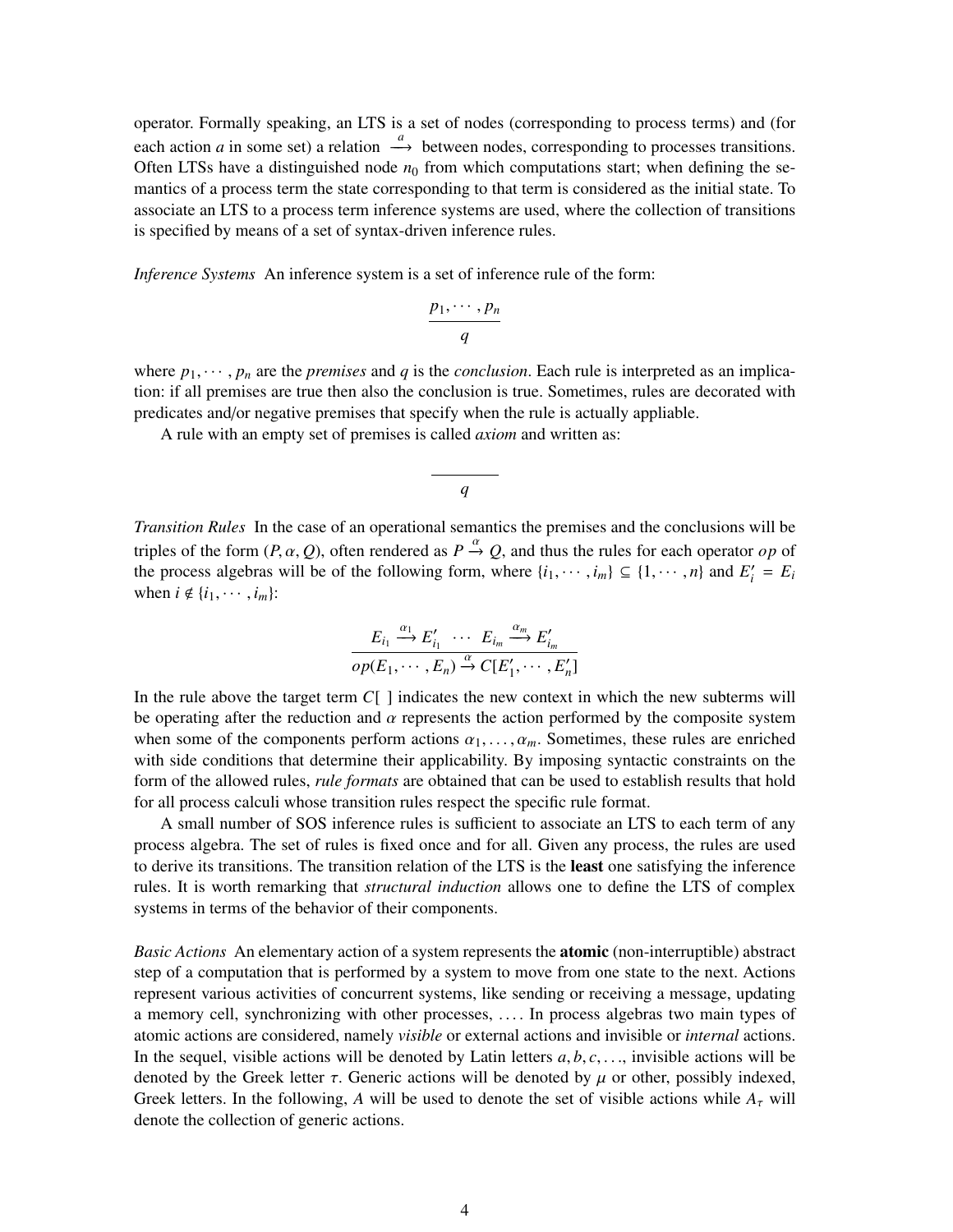operator. Formally speaking, an LTS is a set of nodes (corresponding to process terms) and (for each action $a$ in some set) a relation $\xrightarrow{a}$ between nodes, corresponding to processes transitions. Often LTSs have a distinguished node $n_0$ from which computations start; when defining the semantics of a process term the state corresponding to that term is considered as the initial state. To associate an LTS to a process term inference systems are used, where the collection of transitions is specified by means of a set of syntax-driven inference rules.

*Inference Systems* An inference system is a set of inference rule of the form:

$$\frac{p_1, \cdots, p_n}{q}$$

where $p_1, \cdots, p_n$ are the *premises* and $q$ is the *conclusion*. Each rule is interpreted as an implication: if all premises are true then also the conclusion is true. Sometimes, rules are decorated with predicates and/or negative premises that specify when the rule is actually appliable.

A rule with an empty set of premises is called *axiom* and written as:

$$\frac{}{q}$$

*Transition Rules* In the case of an operational semantics the premises and the conclusions will be triples of the form $(P, \alpha, Q)$, often rendered as $P \xrightarrow{\alpha} Q$, and thus the rules for each operator $op$ of the process algebras will be of the following form, where $\{i_1, \cdots, i_m\} \subseteq \{1, \cdots, n\}$ and $E_i' = E_i$ when $i \notin \{i_1, \cdots, i_m\}$:

$$\frac{E_{i_1} \xrightarrow{\alpha_1} E_{i_1}' \quad \cdots \quad E_{i_m} \xrightarrow{\alpha_m} E_{i_m}'}{op(E_1, \cdots, E_n) \xrightarrow{\alpha} C[E_1', \cdots, E_n']}$$

In the rule above the target term $C[\ ]$ indicates the new context in which the new subterms will be operating after the reduction and $\alpha$ represents the action performed by the composite system when some of the components perform actions $\alpha_1, \ldots, \alpha_m$. Sometimes, these rules are enriched with side conditions that determine their applicability. By imposing syntactic constraints on the form of the allowed rules, *rule formats* are obtained that can be used to establish results that hold for all process calculi whose transition rules respect the specific rule format.

A small number of SOS inference rules is sufficient to associate an LTS to each term of any process algebra. The set of rules is fixed once and for all. Given any process, the rules are used to derive its transitions. The transition relation of the LTS is the **least** one satisfying the inference rules. It is worth remarking that *structural induction* allows one to define the LTS of complex systems in terms of the behavior of their components.

*Basic Actions* An elementary action of a system represents the **atomic** (non-interruptible) abstract step of a computation that is performed by a system to move from one state to the next. Actions represent various activities of concurrent systems, like sending or receiving a message, updating a memory cell, synchronizing with other processes, .... In process algebras two main types of atomic actions are considered, namely *visible* or external actions and invisible or *internal* actions. In the sequel, visible actions will be denoted by Latin letters $a, b, c, \ldots$, invisible actions will be denoted by the Greek letter $\tau$. Generic actions will be denoted by $\mu$ or other, possibly indexed, Greek letters. In the following, $A$ will be used to denote the set of visible actions while $A_\tau$ will denote the collection of generic actions.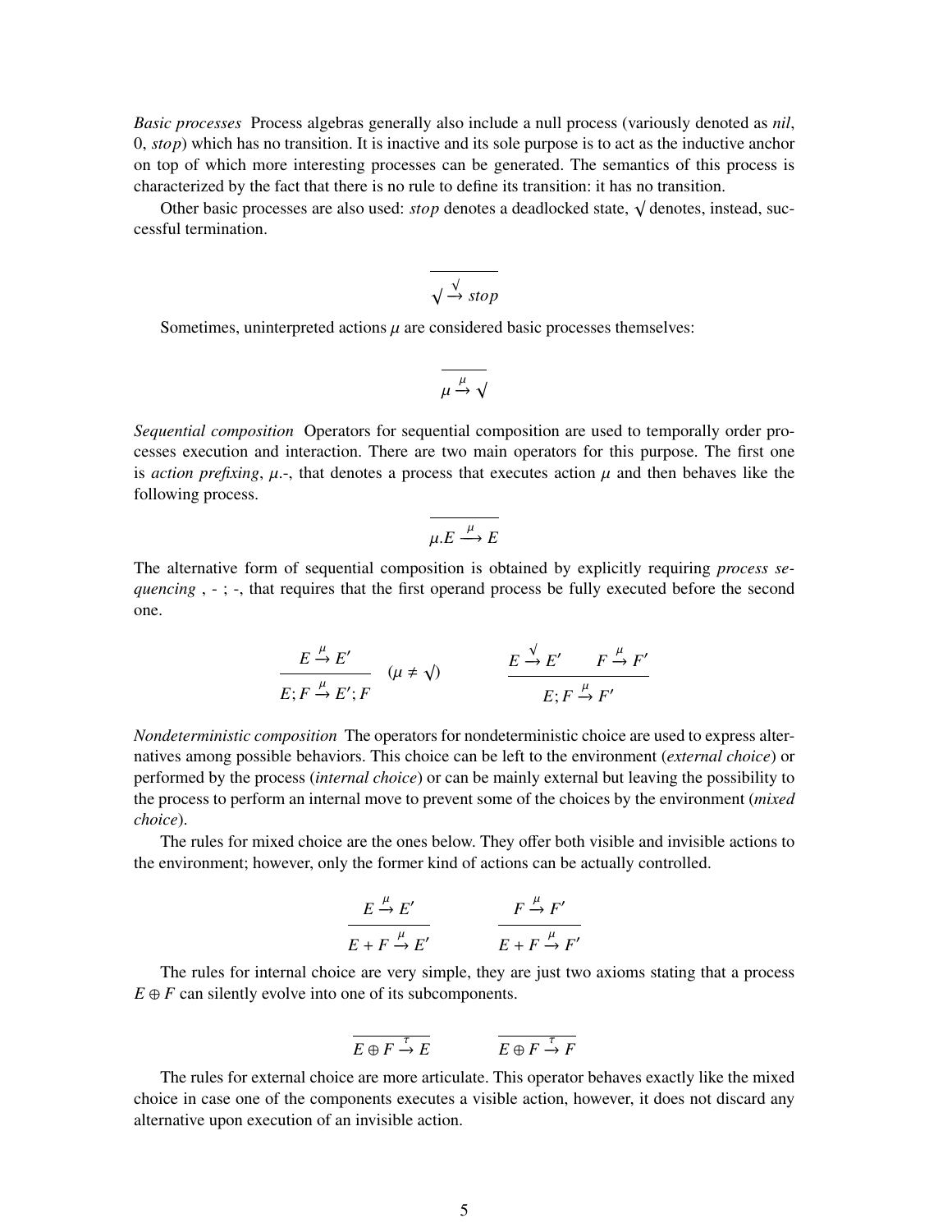*Basic processes* Process algebras generally also include a null process (variously denoted as *nil*, 0, *stop*) which has no transition. It is inactive and its sole purpose is to act as the inductive anchor on top of which more interesting processes can be generated. The semantics of this process is characterized by the fact that there is no rule to define its transition: it has no transition.

Other basic processes are also used: *stop* denotes a deadlocked state, $\surd$ denotes, instead, successful termination.

$$\frac{}{\surd \stackrel{\surd}{\rightarrow} stop}$$

Sometimes, uninterpreted actions $\mu$ are considered basic processes themselves:

$$\frac{}{\mu \stackrel{\mu}{\rightarrow} \surd}$$

*Sequential composition* Operators for sequential composition are used to temporally order processes execution and interaction. There are two main operators for this purpose. The first one is *action prefixing*, $\mu$.-, that denotes a process that executes action $\mu$ and then behaves like the following process.

$$\frac{}{\mu.E \stackrel{\mu}{\longrightarrow} E}$$

The alternative form of sequential composition is obtained by explicitly requiring *process sequencing* , - ; -, that requires that the first operand process be fully executed before the second one.

$$\frac{E \stackrel{\mu}{\rightarrow} E'}{E;F \stackrel{\mu}{\rightarrow} E';F} \quad (\mu \neq \surd) \qquad\qquad \frac{E \stackrel{\surd}{\rightarrow} E' \qquad F \stackrel{\mu}{\rightarrow} F'}{E;F \stackrel{\mu}{\rightarrow} F'}$$

*Nondeterministic composition* The operators for nondeterministic choice are used to express alternatives among possible behaviors. This choice can be left to the environment (*external choice*) or performed by the process (*internal choice*) or can be mainly external but leaving the possibility to the process to perform an internal move to prevent some of the choices by the environment (*mixed choice*).

The rules for mixed choice are the ones below. They offer both visible and invisible actions to the environment; however, only the former kind of actions can be actually controlled.

$$\frac{E \stackrel{\mu}{\rightarrow} E'}{E+F \stackrel{\mu}{\rightarrow} E'} \qquad\qquad \frac{F \stackrel{\mu}{\rightarrow} F'}{E+F \stackrel{\mu}{\rightarrow} F'}$$

The rules for internal choice are very simple, they are just two axioms stating that a process $E \oplus F$ can silently evolve into one of its subcomponents.

$$\frac{}{E \oplus F \stackrel{\tau}{\rightarrow} E} \qquad\qquad \frac{}{E \oplus F \stackrel{\tau}{\rightarrow} F}$$

The rules for external choice are more articulate. This operator behaves exactly like the mixed choice in case one of the components executes a visible action, however, it does not discard any alternative upon execution of an invisible action.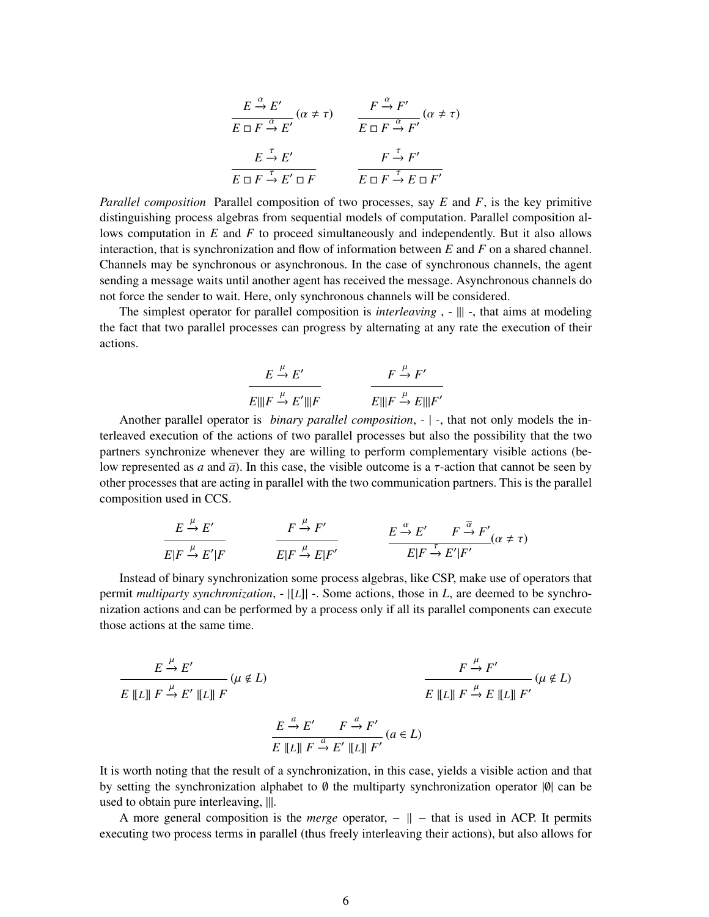$$\frac{E \xrightarrow{\alpha} E'}{E \,\square\, F \xrightarrow{\alpha} E'}\,(\alpha \neq \tau) \qquad \frac{F \xrightarrow{\alpha} F'}{E \,\square\, F \xrightarrow{\alpha} F'}\,(\alpha \neq \tau)$$

$$\frac{E \xrightarrow{\tau} E'}{E \,\square\, F \xrightarrow{\tau} E' \,\square\, F} \qquad \frac{F \xrightarrow{\tau} F'}{E \,\square\, F \xrightarrow{\tau} E \,\square\, F'}$$

*Parallel composition* Parallel composition of two processes, say $E$ and $F$, is the key primitive distinguishing process algebras from sequential models of computation. Parallel composition allows computation in $E$ and $F$ to proceed simultaneously and independently. But it also allows interaction, that is synchronization and flow of information between $E$ and $F$ on a shared channel. Channels may be synchronous or asynchronous. In the case of synchronous channels, the agent sending a message waits until another agent has received the message. Asynchronous channels do not force the sender to wait. Here, only synchronous channels will be considered.

The simplest operator for parallel composition is *interleaving* , - $|||$ -, that aims at modeling the fact that two parallel processes can progress by alternating at any rate the execution of their actions.

$$\frac{E \xrightarrow{\mu} E'}{E|||F \xrightarrow{\mu} E'|||F} \qquad \frac{F \xrightarrow{\mu} F'}{E|||F \xrightarrow{\mu} E|||F'}$$

Another parallel operator is *binary parallel composition*, - | -, that not only models the interleaved execution of the actions of two parallel processes but also the possibility that the two partners synchronize whenever they are willing to perform complementary visible actions (below represented as $a$ and $\overline{a}$). In this case, the visible outcome is a $\tau$-action that cannot be seen by other processes that are acting in parallel with the two communication partners. This is the parallel composition used in CCS.

$$\frac{E \xrightarrow{\mu} E'}{E|F \xrightarrow{\mu} E'|F} \qquad \frac{F \xrightarrow{\mu} F'}{E|F \xrightarrow{\mu} E|F'} \qquad \frac{E \xrightarrow{\alpha} E' \quad F \xrightarrow{\overline{\alpha}} F'}{E|F \xrightarrow{\tau} E'|F'}(\alpha \neq \tau)$$

Instead of binary synchronization some process algebras, like CSP, make use of operators that permit *multiparty synchronization*, - $|[L]|$ -. Some actions, those in $L$, are deemed to be synchronization actions and can be performed by a process only if all its parallel components can execute those actions at the same time.

$$\frac{E \xrightarrow{\mu} E'}{E \;|[L]|\; F \xrightarrow{\mu} E' \;|[L]|\; F}\,(\mu \notin L) \qquad \frac{F \xrightarrow{\mu} F'}{E \;|[L]|\; F \xrightarrow{\mu} E \;|[L]|\; F'}\,(\mu \notin L)$$

$$\frac{E \xrightarrow{a} E' \quad F \xrightarrow{a} F'}{E \;|[L]|\; F \xrightarrow{a} E' \;|[L]|\; F'}\,(a \in L)$$

It is worth noting that the result of a synchronization, in this case, yields a visible action and that by setting the synchronization alphabet to $\emptyset$ the multiparty synchronization operator $|\emptyset|$ can be used to obtain pure interleaving, $|||$.

A more general composition is the *merge* operator, $-\ \|\ -$ that is used in ACP. It permits executing two process terms in parallel (thus freely interleaving their actions), but also allows for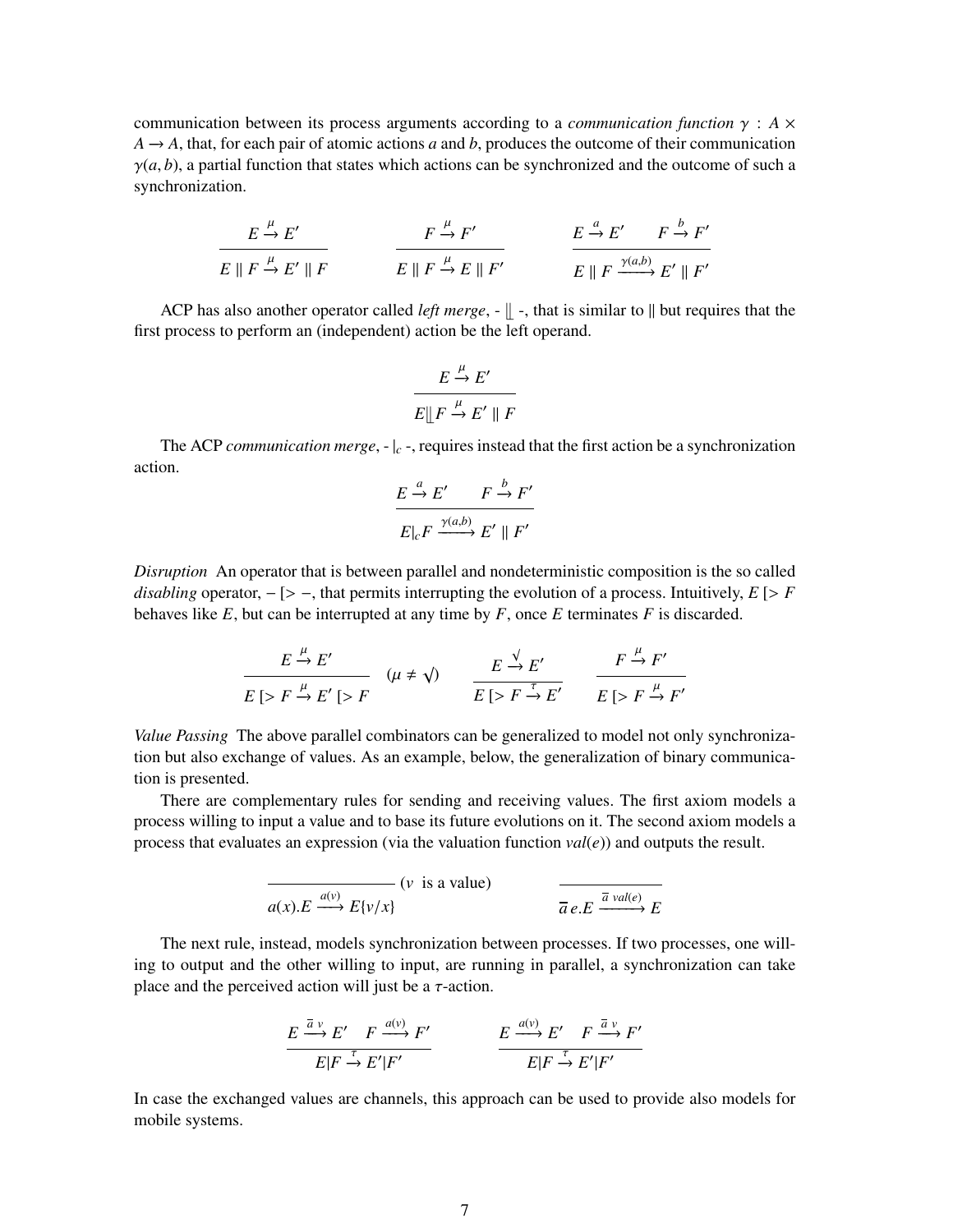communication between its process arguments according to a *communication function* $\gamma : A \times A \to A$, that, for each pair of atomic actions $a$ and $b$, produces the outcome of their communication $\gamma(a,b)$, a partial function that states which actions can be synchronized and the outcome of such a synchronization.

$$\frac{E \xrightarrow{\mu} E'}{E \parallel F \xrightarrow{\mu} E' \parallel F} \qquad \frac{F \xrightarrow{\mu} F'}{E \parallel F \xrightarrow{\mu} E \parallel F'} \qquad \frac{E \xrightarrow{a} E' \quad F \xrightarrow{b} F'}{E \parallel F \xrightarrow{\gamma(a,b)} E' \parallel F'}$$

ACP has also another operator called *left merge*, - $\lfloor\!\lfloor$ -, that is similar to $\parallel$ but requires that the first process to perform an (independent) action be the left operand.

$$\frac{E \xrightarrow{\mu} E'}{E \lfloor\!\lfloor F \xrightarrow{\mu} E' \parallel F}$$

The ACP *communication merge*, - $|_c$ -, requires instead that the first action be a synchronization action.

$$\frac{E \xrightarrow{a} E' \qquad F \xrightarrow{b} F'}{E |_c F \xrightarrow{\gamma(a,b)} E' \parallel F'}$$

*Disruption* An operator that is between parallel and nondeterministic composition is the so called *disabling* operator, $- [> -$, that permits interrupting the evolution of a process. Intuitively, $E [> F$ behaves like $E$, but can be interrupted at any time by $F$, once $E$ terminates $F$ is discarded.

$$\frac{E \xrightarrow{\mu} E'}{E [> F \xrightarrow{\mu} E' [> F} \; (\mu \neq \surd) \qquad \frac{E \xrightarrow{\surd} E'}{E [> F \xrightarrow{\tau} E'} \qquad \frac{F \xrightarrow{\mu} F'}{E [> F \xrightarrow{\mu} F'}$$

*Value Passing* The above parallel combinators can be generalized to model not only synchronization but also exchange of values. As an example, below, the generalization of binary communication is presented.

There are complementary rules for sending and receiving values. The first axiom models a process willing to input a value and to base its future evolutions on it. The second axiom models a process that evaluates an expression (via the valuation function $val(e)$) and outputs the result.

$$\frac{}{a(x).E \xrightarrow{a(v)} E\{v/x\}} \; (v \text{ is a value}) \qquad \frac{}{\overline{a}\, e.E \xrightarrow{\overline{a}\ val(e)} E}$$

The next rule, instead, models synchronization between processes. If two processes, one willing to output and the other willing to input, are running in parallel, a synchronization can take place and the perceived action will just be a $\tau$-action.

$$\frac{E \xrightarrow{\overline{a}\ v} E' \quad F \xrightarrow{a(v)} F'}{E|F \xrightarrow{\tau} E'|F'} \qquad \frac{E \xrightarrow{a(v)} E' \quad F \xrightarrow{\overline{a}\ v} F'}{E|F \xrightarrow{\tau} E'|F'}$$

In case the exchanged values are channels, this approach can be used to provide also models for mobile systems.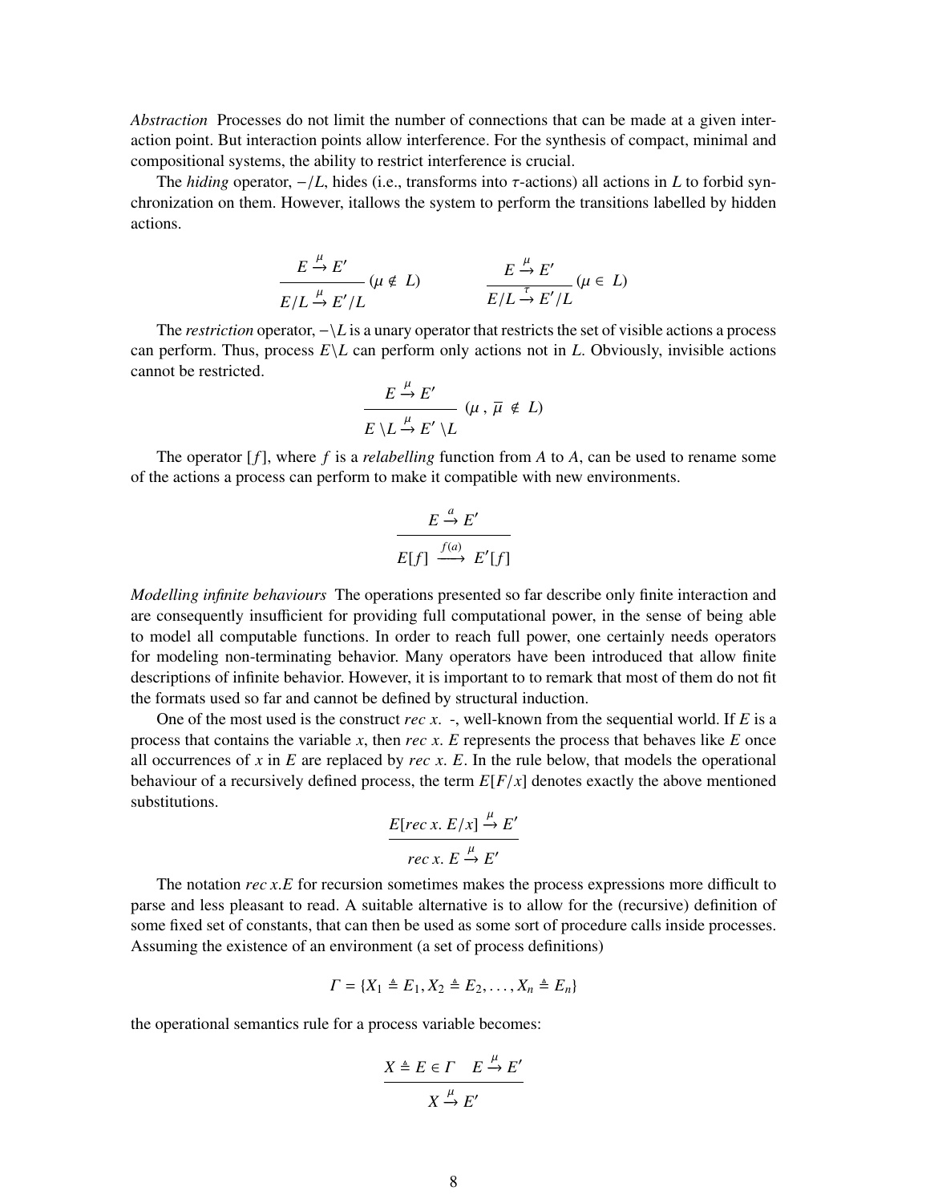*Abstraction* Processes do not limit the number of connections that can be made at a given interaction point. But interaction points allow interference. For the synthesis of compact, minimal and compositional systems, the ability to restrict interference is crucial.

The *hiding* operator, $-/L$, hides (i.e., transforms into $\tau$-actions) all actions in $L$ to forbid synchronization on them. However, itallows the system to perform the transitions labelled by hidden actions.

$$\frac{E \xrightarrow{\mu} E'}{E/L \xrightarrow{\mu} E'/L} \ (\mu \notin L) \qquad\qquad \frac{E \xrightarrow{\mu} E'}{E/L \xrightarrow{\tau} E'/L} \ (\mu \in L)$$

The *restriction* operator, $-\backslash L$ is a unary operator that restricts the set of visible actions a process can perform. Thus, process $E\backslash L$ can perform only actions not in $L$. Obviously, invisible actions cannot be restricted.

$$\frac{E \xrightarrow{\mu} E'}{E\backslash L \xrightarrow{\mu} E'\backslash L} \ (\mu\,,\ \overline{\mu} \notin L)$$

The operator $[f]$, where $f$ is a *relabelling* function from $A$ to $A$, can be used to rename some of the actions a process can perform to make it compatible with new environments.

$$\frac{E \xrightarrow{a} E'}{E[f] \xrightarrow{f(a)} E'[f]}$$

*Modelling infinite behaviours* The operations presented so far describe only finite interaction and are consequently insufficient for providing full computational power, in the sense of being able to model all computable functions. In order to reach full power, one certainly needs operators for modeling non-terminating behavior. Many operators have been introduced that allow finite descriptions of infinite behavior. However, it is important to to remark that most of them do not fit the formats used so far and cannot be defined by structural induction.

One of the most used is the construct *rec x.* -, well-known from the sequential world. If $E$ is a process that contains the variable $x$, then *rec x. E* represents the process that behaves like $E$ once all occurrences of $x$ in $E$ are replaced by *rec x. E*. In the rule below, that models the operational behaviour of a recursively defined process, the term $E[F/x]$ denotes exactly the above mentioned substitutions.

$$\frac{E[rec\,x.\,E/x] \xrightarrow{\mu} E'}{rec\,x.\,E \xrightarrow{\mu} E'}$$

The notation *rec x.E* for recursion sometimes makes the process expressions more difficult to parse and less pleasant to read. A suitable alternative is to allow for the (recursive) definition of some fixed set of constants, that can then be used as some sort of procedure calls inside processes. Assuming the existence of an environment (a set of process definitions)

$$\Gamma = \{X_1 \triangleq E_1, X_2 \triangleq E_2, \ldots, X_n \triangleq E_n\}$$

the operational semantics rule for a process variable becomes:

$$\frac{X \triangleq E \in \Gamma \quad E \xrightarrow{\mu} E'}{X \xrightarrow{\mu} E'}$$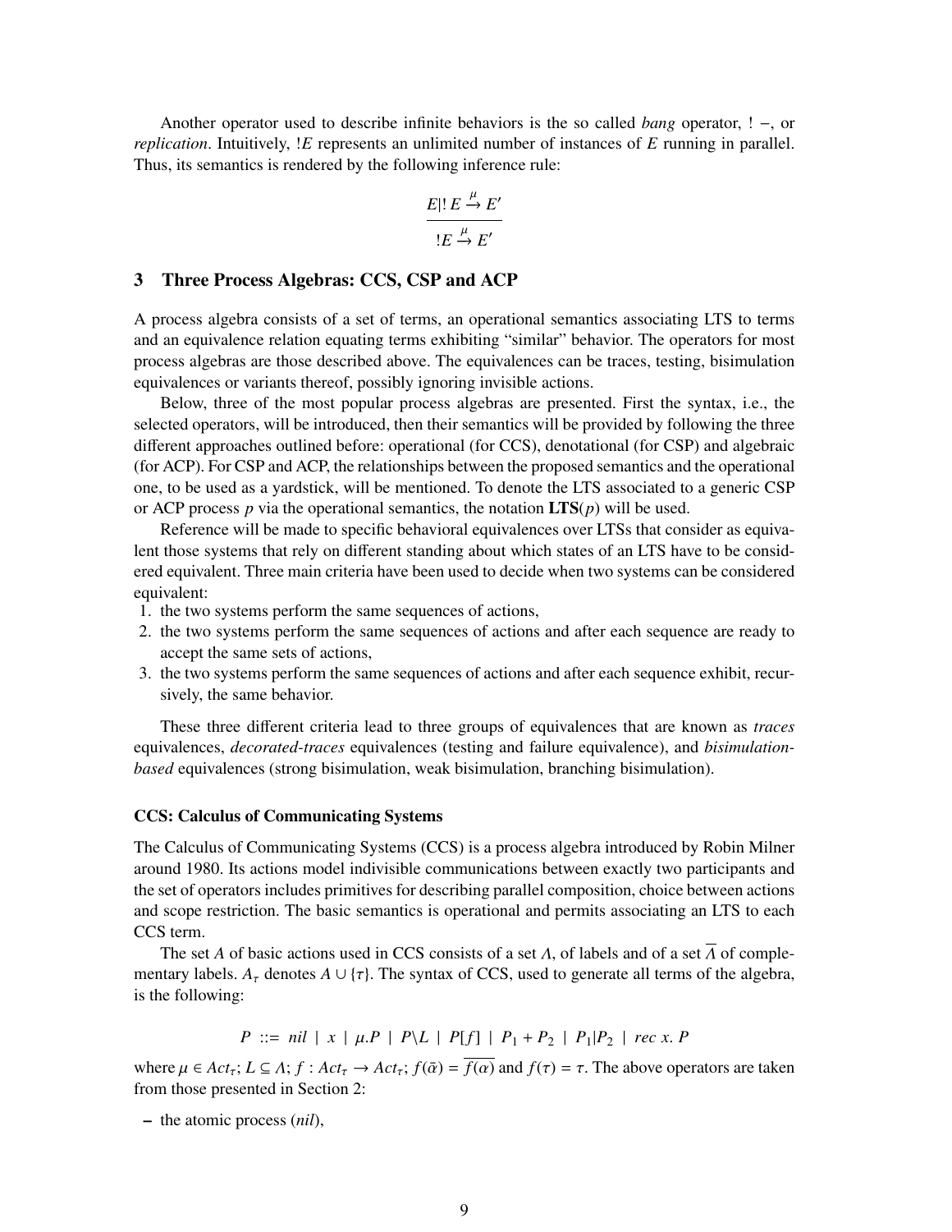Another operator used to describe infinite behaviors is the so called *bang* operator, $! -$, or *replication*. Intuitively, $!E$ represents an unlimited number of instances of $E$ running in parallel. Thus, its semantics is rendered by the following inference rule:

$$\frac{E|!\,E \xrightarrow{\mu} E'}{!E \xrightarrow{\mu} E'}$$

## 3 Three Process Algebras: CCS, CSP and ACP

A process algebra consists of a set of terms, an operational semantics associating LTS to terms and an equivalence relation equating terms exhibiting "similar" behavior. The operators for most process algebras are those described above. The equivalences can be traces, testing, bisimulation equivalences or variants thereof, possibly ignoring invisible actions.

Below, three of the most popular process algebras are presented. First the syntax, i.e., the selected operators, will be introduced, then their semantics will be provided by following the three different approaches outlined before: operational (for CCS), denotational (for CSP) and algebraic (for ACP). For CSP and ACP, the relationships between the proposed semantics and the operational one, to be used as a yardstick, will be mentioned. To denote the LTS associated to a generic CSP or ACP process $p$ via the operational semantics, the notation $\mathbf{LTS}(p)$ will be used.

Reference will be made to specific behavioral equivalences over LTSs that consider as equivalent those systems that rely on different standing about which states of an LTS have to be considered equivalent. Three main criteria have been used to decide when two systems can be considered equivalent:

1. the two systems perform the same sequences of actions,
2. the two systems perform the same sequences of actions and after each sequence are ready to accept the same sets of actions,
3. the two systems perform the same sequences of actions and after each sequence exhibit, recursively, the same behavior.

These three different criteria lead to three groups of equivalences that are known as *traces* equivalences, *decorated-traces* equivalences (testing and failure equivalence), and *bisimulation-based* equivalences (strong bisimulation, weak bisimulation, branching bisimulation).

### CCS: Calculus of Communicating Systems

The Calculus of Communicating Systems (CCS) is a process algebra introduced by Robin Milner around 1980. Its actions model indivisible communications between exactly two participants and the set of operators includes primitives for describing parallel composition, choice between actions and scope restriction. The basic semantics is operational and permits associating an LTS to each CCS term.

The set $A$ of basic actions used in CCS consists of a set $\Lambda$, of labels and of a set $\overline{\Lambda}$ of complementary labels. $A_\tau$ denotes $A \cup \{\tau\}$. The syntax of CCS, used to generate all terms of the algebra, is the following:

$$P \;::=\; nil \;\mid\; x \;\mid\; \mu.P \;\mid\; P\backslash L \;\mid\; P[f] \;\mid\; P_1 + P_2 \;\mid\; P_1|P_2 \;\mid\; rec\; x.\, P$$

where $\mu \in Act_\tau$; $L \subseteq \Lambda$; $f : Act_\tau \to Act_\tau$; $f(\bar{\alpha}) = \overline{f(\alpha)}$ and $f(\tau) = \tau$. The above operators are taken from those presented in Section 2:

- the atomic process (*nil*),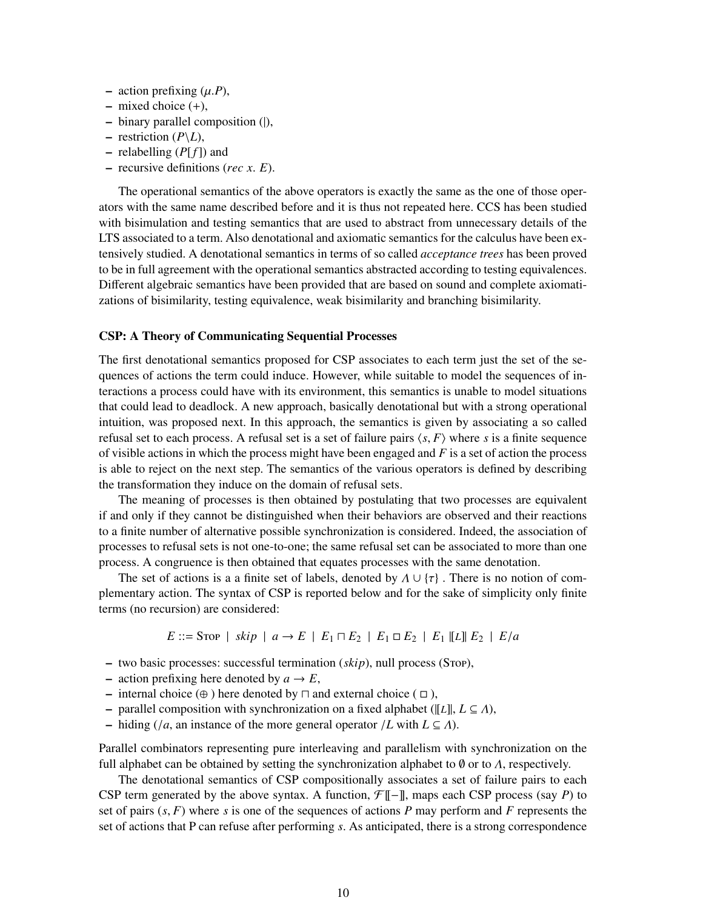- action prefixing ($\mu.P$),
- mixed choice (+),
- binary parallel composition (|),
- restriction ($P\backslash L$),
- relabelling ($P[f]$) and
- recursive definitions (*rec x. E*).

The operational semantics of the above operators is exactly the same as the one of those operators with the same name described before and it is thus not repeated here. CCS has been studied with bisimulation and testing semantics that are used to abstract from unnecessary details of the LTS associated to a term. Also denotational and axiomatic semantics for the calculus have been extensively studied. A denotational semantics in terms of so called *acceptance trees* has been proved to be in full agreement with the operational semantics abstracted according to testing equivalences. Different algebraic semantics have been provided that are based on sound and complete axiomatizations of bisimilarity, testing equivalence, weak bisimilarity and branching bisimilarity.

**CSP: A Theory of Communicating Sequential Processes**

The first denotational semantics proposed for CSP associates to each term just the set of the sequences of actions the term could induce. However, while suitable to model the sequences of interactions a process could have with its environment, this semantics is unable to model situations that could lead to deadlock. A new approach, basically denotational but with a strong operational intuition, was proposed next. In this approach, the semantics is given by associating a so called refusal set to each process. A refusal set is a set of failure pairs $\langle s, F\rangle$ where $s$ is a finite sequence of visible actions in which the process might have been engaged and $F$ is a set of action the process is able to reject on the next step. The semantics of the various operators is defined by describing the transformation they induce on the domain of refusal sets.

The meaning of processes is then obtained by postulating that two processes are equivalent if and only if they cannot be distinguished when their behaviors are observed and their reactions to a finite number of alternative possible synchronization is considered. Indeed, the association of processes to refusal sets is not one-to-one; the same refusal set can be associated to more than one process. A congruence is then obtained that equates processes with the same denotation.

The set of actions is a a finite set of labels, denoted by $\Lambda \cup \{\tau\}$ . There is no notion of complementary action. The syntax of CSP is reported below and for the sake of simplicity only finite terms (no recursion) are considered:

$$E ::= \textsc{Stop} \ \mid \ skip \ \mid \ a \rightarrow E \ \mid \ E_1 \sqcap E_2 \ \mid \ E_1 \,\Box\, E_2 \ \mid \ E_1 \,[\![L]\!]\, E_2 \ \mid \ E/a$$

- two basic processes: successful termination (*skip*), null process (Stop),
- action prefixing here denoted by $a \rightarrow E$,
- internal choice ($\oplus$ ) here denoted by $\sqcap$ and external choice ( $\Box$ ),
- parallel composition with synchronization on a fixed alphabet ($[\![L]\!]$, $L \subseteq \Lambda$),
- hiding ($/a$, an instance of the more general operator $/L$ with $L \subseteq \Lambda$).

Parallel combinators representing pure interleaving and parallelism with synchronization on the full alphabet can be obtained by setting the synchronization alphabet to $\emptyset$ or to $\Lambda$, respectively.

The denotational semantics of CSP compositionally associates a set of failure pairs to each CSP term generated by the above syntax. A function, $\mathcal{F}[\![-]\!]$, maps each CSP process (say $P$) to set of pairs $(s, F)$ where $s$ is one of the sequences of actions $P$ may perform and $F$ represents the set of actions that P can refuse after performing $s$. As anticipated, there is a strong correspondence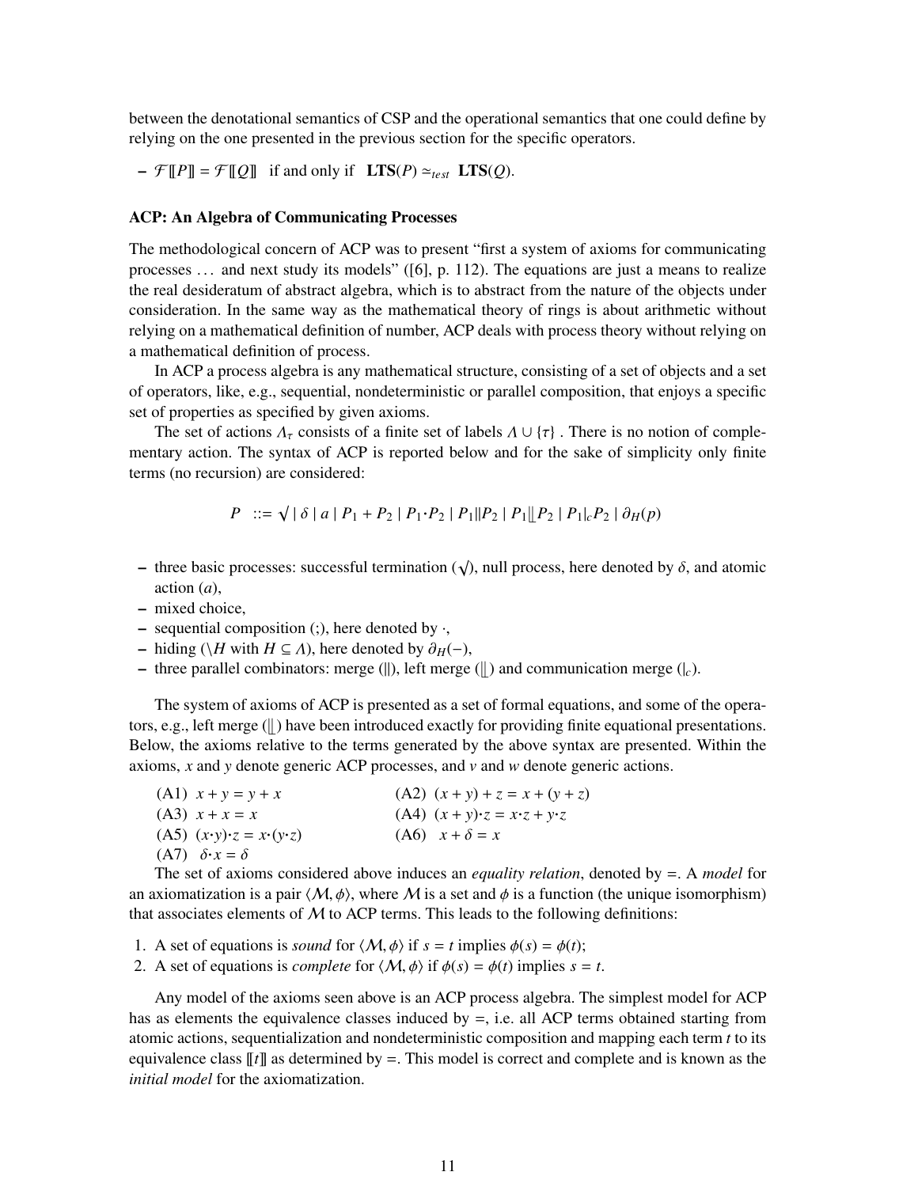between the denotational semantics of CSP and the operational semantics that one could define by relying on the one presented in the previous section for the specific operators.

– $\mathcal{F}[\![P]\!] = \mathcal{F}[\![Q]\!]$ if and only if $\mathbf{LTS}(P) \simeq_{test} \mathbf{LTS}(Q)$.

### ACP: An Algebra of Communicating Processes

The methodological concern of ACP was to present "first a system of axioms for communicating processes … and next study its models" ([6], p. 112). The equations are just a means to realize the real desideratum of abstract algebra, which is to abstract from the nature of the objects under consideration. In the same way as the mathematical theory of rings is about arithmetic without relying on a mathematical definition of number, ACP deals with process theory without relying on a mathematical definition of process.

In ACP a process algebra is any mathematical structure, consisting of a set of objects and a set of operators, like, e.g., sequential, nondeterministic or parallel composition, that enjoys a specific set of properties as specified by given axioms.

The set of actions $\Lambda_\tau$ consists of a finite set of labels $\Lambda \cup \{\tau\}$ . There is no notion of complementary action. The syntax of ACP is reported below and for the sake of simplicity only finite terms (no recursion) are considered:

$$P \ ::= \surd \mid \delta \mid a \mid P_1 + P_2 \mid P_1 \cdot P_2 \mid P_1 \| P_2 \mid P_1 \lfloor\!\lfloor P_2 \mid P_1 |_c P_2 \mid \partial_H(p)$$

– three basic processes: successful termination ($\surd$), null process, here denoted by $\delta$, and atomic action ($a$),
– mixed choice,
– sequential composition (;), here denoted by $\cdot$,
– hiding ($\backslash H$ with $H \subseteq \Lambda$), here denoted by $\partial_H(-)$,
– three parallel combinators: merge ($\|$), left merge ($\lfloor\!\lfloor$) and communication merge ($|_c$).

The system of axioms of ACP is presented as a set of formal equations, and some of the operators, e.g., left merge ($\lfloor\!\lfloor$) have been introduced exactly for providing finite equational presentations. Below, the axioms relative to the terms generated by the above syntax are presented. Within the axioms, $x$ and $y$ denote generic ACP processes, and $v$ and $w$ denote generic actions.

(A1) $x + y = y + x$ (A2) $(x + y) + z = x + (y + z)$
(A3) $x + x = x$ (A4) $(x + y) \cdot z = x \cdot z + y \cdot z$
(A5) $(x \cdot y) \cdot z = x \cdot (y \cdot z)$ (A6) $x + \delta = x$
(A7) $\delta \cdot x = \delta$

The set of axioms considered above induces an *equality relation*, denoted by $=$. A *model* for an axiomatization is a pair $\langle \mathcal{M}, \phi \rangle$, where $\mathcal{M}$ is a set and $\phi$ is a function (the unique isomorphism) that associates elements of $\mathcal{M}$ to ACP terms. This leads to the following definitions:

1. A set of equations is *sound* for $\langle \mathcal{M}, \phi \rangle$ if $s = t$ implies $\phi(s) = \phi(t)$;
2. A set of equations is *complete* for $\langle \mathcal{M}, \phi \rangle$ if $\phi(s) = \phi(t)$ implies $s = t$.

Any model of the axioms seen above is an ACP process algebra. The simplest model for ACP has as elements the equivalence classes induced by $=$, i.e. all ACP terms obtained starting from atomic actions, sequentialization and nondeterministic composition and mapping each term $t$ to its equivalence class $[\![t]\!]$ as determined by $=$. This model is correct and complete and is known as the *initial model* for the axiomatization.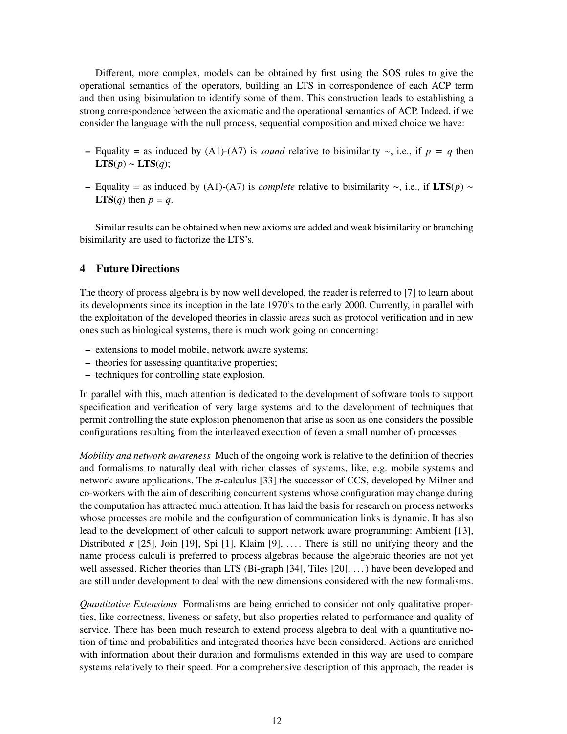Different, more complex, models can be obtained by first using the SOS rules to give the operational semantics of the operators, building an LTS in correspondence of each ACP term and then using bisimulation to identify some of them. This construction leads to establishing a strong correspondence between the axiomatic and the operational semantics of ACP. Indeed, if we consider the language with the null process, sequential composition and mixed choice we have:

- Equality = as induced by (A1)-(A7) is *sound* relative to bisimilarity $\sim$, i.e., if $p = q$ then $\mathbf{LTS}(p) \sim \mathbf{LTS}(q)$;
- Equality = as induced by (A1)-(A7) is *complete* relative to bisimilarity $\sim$, i.e., if $\mathbf{LTS}(p) \sim \mathbf{LTS}(q)$ then $p = q$.

Similar results can be obtained when new axioms are added and weak bisimilarity or branching bisimilarity are used to factorize the LTS's.

## 4 Future Directions

The theory of process algebra is by now well developed, the reader is referred to [7] to learn about its developments since its inception in the late 1970's to the early 2000. Currently, in parallel with the exploitation of the developed theories in classic areas such as protocol verification and in new ones such as biological systems, there is much work going on concerning:

- extensions to model mobile, network aware systems;
- theories for assessing quantitative properties;
- techniques for controlling state explosion.

In parallel with this, much attention is dedicated to the development of software tools to support specification and verification of very large systems and to the development of techniques that permit controlling the state explosion phenomenon that arise as soon as one considers the possible configurations resulting from the interleaved execution of (even a small number of) processes.

*Mobility and network awareness* Much of the ongoing work is relative to the definition of theories and formalisms to naturally deal with richer classes of systems, like, e.g. mobile systems and network aware applications. The $\pi$-calculus [33] the successor of CCS, developed by Milner and co-workers with the aim of describing concurrent systems whose configuration may change during the computation has attracted much attention. It has laid the basis for research on process networks whose processes are mobile and the configuration of communication links is dynamic. It has also lead to the development of other calculi to support network aware programming: Ambient [13], Distributed $\pi$ [25], Join [19], Spi [1], Klaim [9], .... There is still no unifying theory and the name process calculi is preferred to process algebras because the algebraic theories are not yet well assessed. Richer theories than LTS (Bi-graph [34], Tiles [20], ...) have been developed and are still under development to deal with the new dimensions considered with the new formalisms.

*Quantitative Extensions* Formalisms are being enriched to consider not only qualitative properties, like correctness, liveness or safety, but also properties related to performance and quality of service. There has been much research to extend process algebra to deal with a quantitative notion of time and probabilities and integrated theories have been considered. Actions are enriched with information about their duration and formalisms extended in this way are used to compare systems relatively to their speed. For a comprehensive description of this approach, the reader is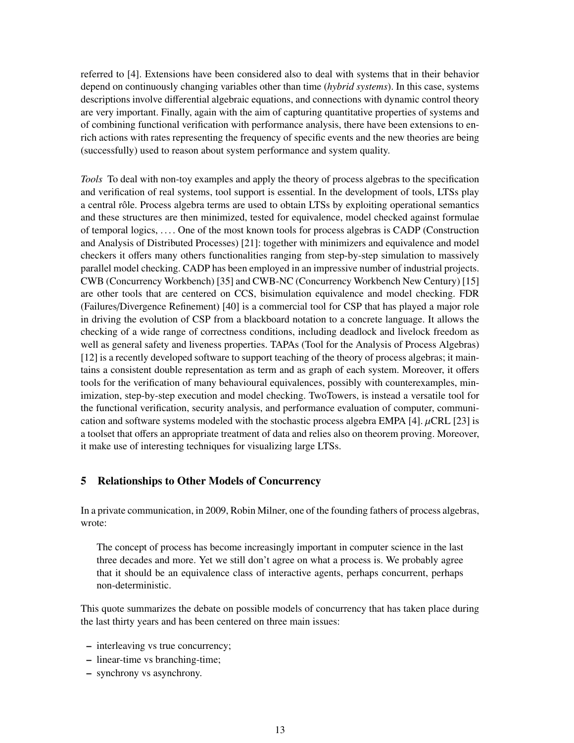referred to [4]. Extensions have been considered also to deal with systems that in their behavior depend on continuously changing variables other than time (*hybrid systems*). In this case, systems descriptions involve differential algebraic equations, and connections with dynamic control theory are very important. Finally, again with the aim of capturing quantitative properties of systems and of combining functional verification with performance analysis, there have been extensions to enrich actions with rates representing the frequency of specific events and the new theories are being (successfully) used to reason about system performance and system quality.

*Tools* To deal with non-toy examples and apply the theory of process algebras to the specification and verification of real systems, tool support is essential. In the development of tools, LTSs play a central rôle. Process algebra terms are used to obtain LTSs by exploiting operational semantics and these structures are then minimized, tested for equivalence, model checked against formulae of temporal logics, .... One of the most known tools for process algebras is CADP (Construction and Analysis of Distributed Processes) [21]: together with minimizers and equivalence and model checkers it offers many others functionalities ranging from step-by-step simulation to massively parallel model checking. CADP has been employed in an impressive number of industrial projects. CWB (Concurrency Workbench) [35] and CWB-NC (Concurrency Workbench New Century) [15] are other tools that are centered on CCS, bisimulation equivalence and model checking. FDR (Failures/Divergence Refinement) [40] is a commercial tool for CSP that has played a major role in driving the evolution of CSP from a blackboard notation to a concrete language. It allows the checking of a wide range of correctness conditions, including deadlock and livelock freedom as well as general safety and liveness properties. TAPAs (Tool for the Analysis of Process Algebras) [12] is a recently developed software to support teaching of the theory of process algebras; it maintains a consistent double representation as term and as graph of each system. Moreover, it offers tools for the verification of many behavioural equivalences, possibly with counterexamples, minimization, step-by-step execution and model checking. TwoTowers, is instead a versatile tool for the functional verification, security analysis, and performance evaluation of computer, communication and software systems modeled with the stochastic process algebra EMPA [4]. $\mu$CRL [23] is a toolset that offers an appropriate treatment of data and relies also on theorem proving. Moreover, it make use of interesting techniques for visualizing large LTSs.

## 5 Relationships to Other Models of Concurrency

In a private communication, in 2009, Robin Milner, one of the founding fathers of process algebras, wrote:

> The concept of process has become increasingly important in computer science in the last three decades and more. Yet we still don't agree on what a process is. We probably agree that it should be an equivalence class of interactive agents, perhaps concurrent, perhaps non-deterministic.

This quote summarizes the debate on possible models of concurrency that has taken place during the last thirty years and has been centered on three main issues:

- interleaving vs true concurrency;
- linear-time vs branching-time;
- synchrony vs asynchrony.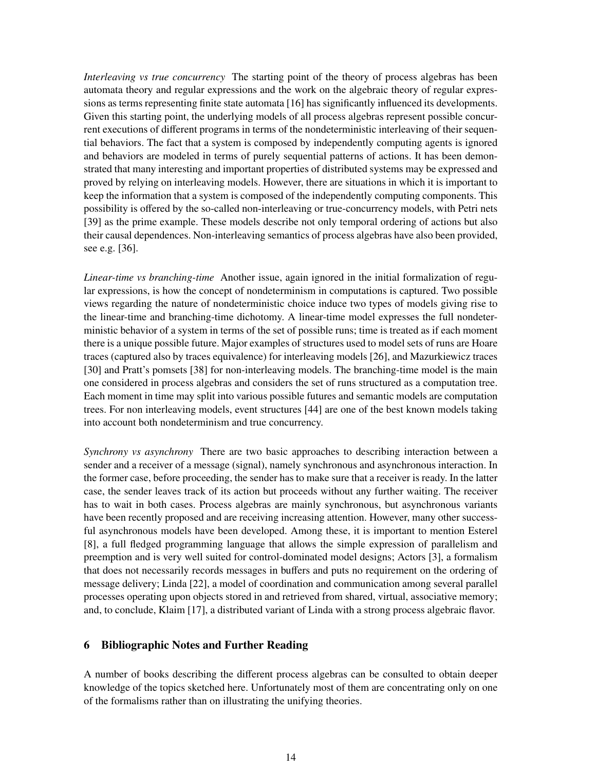*Interleaving vs true concurrency* The starting point of the theory of process algebras has been automata theory and regular expressions and the work on the algebraic theory of regular expressions as terms representing finite state automata [16] has significantly influenced its developments. Given this starting point, the underlying models of all process algebras represent possible concurrent executions of different programs in terms of the nondeterministic interleaving of their sequential behaviors. The fact that a system is composed by independently computing agents is ignored and behaviors are modeled in terms of purely sequential patterns of actions. It has been demonstrated that many interesting and important properties of distributed systems may be expressed and proved by relying on interleaving models. However, there are situations in which it is important to keep the information that a system is composed of the independently computing components. This possibility is offered by the so-called non-interleaving or true-concurrency models, with Petri nets [39] as the prime example. These models describe not only temporal ordering of actions but also their causal dependences. Non-interleaving semantics of process algebras have also been provided, see e.g. [36].

*Linear-time vs branching-time* Another issue, again ignored in the initial formalization of regular expressions, is how the concept of nondeterminism in computations is captured. Two possible views regarding the nature of nondeterministic choice induce two types of models giving rise to the linear-time and branching-time dichotomy. A linear-time model expresses the full nondeterministic behavior of a system in terms of the set of possible runs; time is treated as if each moment there is a unique possible future. Major examples of structures used to model sets of runs are Hoare traces (captured also by traces equivalence) for interleaving models [26], and Mazurkiewicz traces [30] and Pratt's pomsets [38] for non-interleaving models. The branching-time model is the main one considered in process algebras and considers the set of runs structured as a computation tree. Each moment in time may split into various possible futures and semantic models are computation trees. For non interleaving models, event structures [44] are one of the best known models taking into account both nondeterminism and true concurrency.

*Synchrony vs asynchrony* There are two basic approaches to describing interaction between a sender and a receiver of a message (signal), namely synchronous and asynchronous interaction. In the former case, before proceeding, the sender has to make sure that a receiver is ready. In the latter case, the sender leaves track of its action but proceeds without any further waiting. The receiver has to wait in both cases. Process algebras are mainly synchronous, but asynchronous variants have been recently proposed and are receiving increasing attention. However, many other successful asynchronous models have been developed. Among these, it is important to mention Esterel [8], a full fledged programming language that allows the simple expression of parallelism and preemption and is very well suited for control-dominated model designs; Actors [3], a formalism that does not necessarily records messages in buffers and puts no requirement on the ordering of message delivery; Linda [22], a model of coordination and communication among several parallel processes operating upon objects stored in and retrieved from shared, virtual, associative memory; and, to conclude, Klaim [17], a distributed variant of Linda with a strong process algebraic flavor.

## 6 Bibliographic Notes and Further Reading

A number of books describing the different process algebras can be consulted to obtain deeper knowledge of the topics sketched here. Unfortunately most of them are concentrating only on one of the formalisms rather than on illustrating the unifying theories.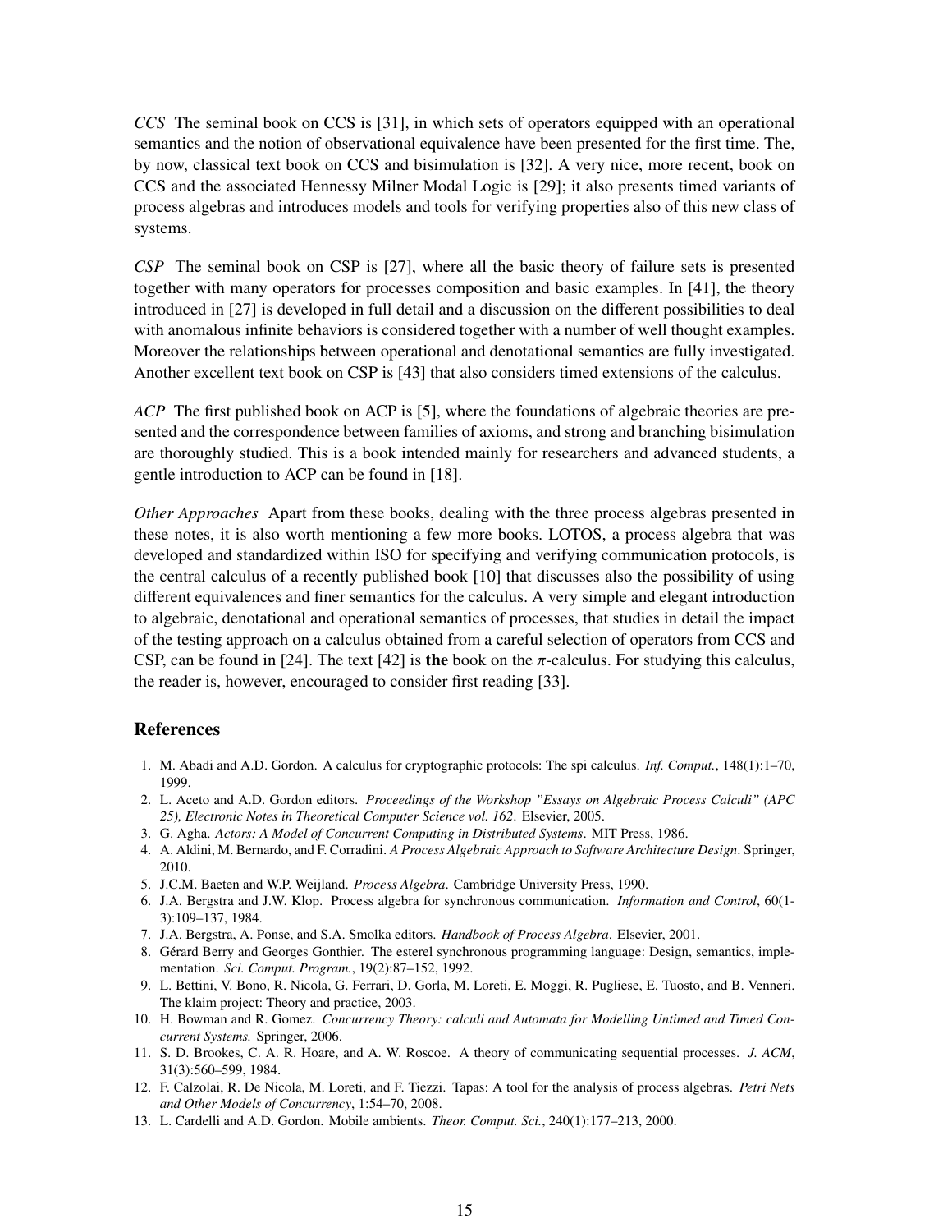*CCS* The seminal book on CCS is [31], in which sets of operators equipped with an operational semantics and the notion of observational equivalence have been presented for the first time. The, by now, classical text book on CCS and bisimulation is [32]. A very nice, more recent, book on CCS and the associated Hennessy Milner Modal Logic is [29]; it also presents timed variants of process algebras and introduces models and tools for verifying properties also of this new class of systems.

*CSP* The seminal book on CSP is [27], where all the basic theory of failure sets is presented together with many operators for processes composition and basic examples. In [41], the theory introduced in [27] is developed in full detail and a discussion on the different possibilities to deal with anomalous infinite behaviors is considered together with a number of well thought examples. Moreover the relationships between operational and denotational semantics are fully investigated. Another excellent text book on CSP is [43] that also considers timed extensions of the calculus.

*ACP* The first published book on ACP is [5], where the foundations of algebraic theories are presented and the correspondence between families of axioms, and strong and branching bisimulation are thoroughly studied. This is a book intended mainly for researchers and advanced students, a gentle introduction to ACP can be found in [18].

*Other Approaches* Apart from these books, dealing with the three process algebras presented in these notes, it is also worth mentioning a few more books. LOTOS, a process algebra that was developed and standardized within ISO for specifying and verifying communication protocols, is the central calculus of a recently published book [10] that discusses also the possibility of using different equivalences and finer semantics for the calculus. A very simple and elegant introduction to algebraic, denotational and operational semantics of processes, that studies in detail the impact of the testing approach on a calculus obtained from a careful selection of operators from CCS and CSP, can be found in [24]. The text [42] is **the** book on the $\pi$-calculus. For studying this calculus, the reader is, however, encouraged to consider first reading [33].

## References

1. M. Abadi and A.D. Gordon. A calculus for cryptographic protocols: The spi calculus. *Inf. Comput.*, 148(1):1–70, 1999.
2. L. Aceto and A.D. Gordon editors. *Proceedings of the Workshop "Essays on Algebraic Process Calculi" (APC 25), Electronic Notes in Theoretical Computer Science vol. 162*. Elsevier, 2005.
3. G. Agha. *Actors: A Model of Concurrent Computing in Distributed Systems*. MIT Press, 1986.
4. A. Aldini, M. Bernardo, and F. Corradini. *A Process Algebraic Approach to Software Architecture Design*. Springer, 2010.
5. J.C.M. Baeten and W.P. Weijland. *Process Algebra*. Cambridge University Press, 1990.
6. J.A. Bergstra and J.W. Klop. Process algebra for synchronous communication. *Information and Control*, 60(1-3):109–137, 1984.
7. J.A. Bergstra, A. Ponse, and S.A. Smolka editors. *Handbook of Process Algebra*. Elsevier, 2001.
8. Gérard Berry and Georges Gonthier. The esterel synchronous programming language: Design, semantics, implementation. *Sci. Comput. Program.*, 19(2):87–152, 1992.
9. L. Bettini, V. Bono, R. Nicola, G. Ferrari, D. Gorla, M. Loreti, E. Moggi, R. Pugliese, E. Tuosto, and B. Venneri. The klaim project: Theory and practice, 2003.
10. H. Bowman and R. Gomez. *Concurrency Theory: calculi and Automata for Modelling Untimed and Timed Concurrent Systems.* Springer, 2006.
11. S. D. Brookes, C. A. R. Hoare, and A. W. Roscoe. A theory of communicating sequential processes. *J. ACM*, 31(3):560–599, 1984.
12. F. Calzolai, R. De Nicola, M. Loreti, and F. Tiezzi. Tapas: A tool for the analysis of process algebras. *Petri Nets and Other Models of Concurrency*, 1:54–70, 2008.
13. L. Cardelli and A.D. Gordon. Mobile ambients. *Theor. Comput. Sci.*, 240(1):177–213, 2000.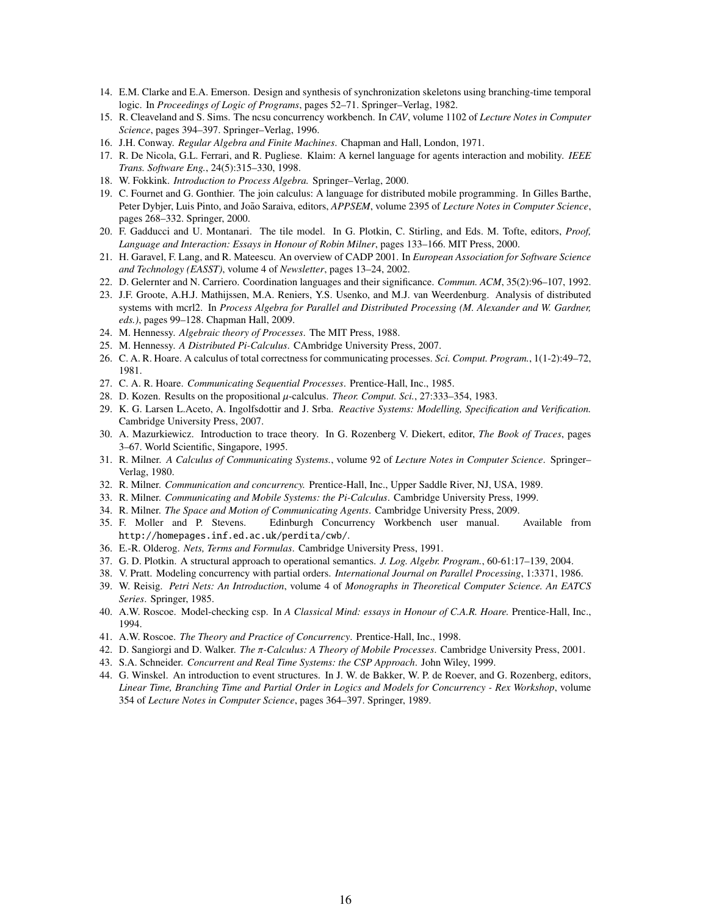14. E.M. Clarke and E.A. Emerson. Design and synthesis of synchronization skeletons using branching-time temporal logic. In *Proceedings of Logic of Programs*, pages 52–71. Springer–Verlag, 1982.
15. R. Cleaveland and S. Sims. The ncsu concurrency workbench. In *CAV*, volume 1102 of *Lecture Notes in Computer Science*, pages 394–397. Springer–Verlag, 1996.
16. J.H. Conway. *Regular Algebra and Finite Machines*. Chapman and Hall, London, 1971.
17. R. De Nicola, G.L. Ferrari, and R. Pugliese. Klaim: A kernel language for agents interaction and mobility. *IEEE Trans. Software Eng.*, 24(5):315–330, 1998.
18. W. Fokkink. *Introduction to Process Algebra.* Springer–Verlag, 2000.
19. C. Fournet and G. Gonthier. The join calculus: A language for distributed mobile programming. In Gilles Barthe, Peter Dybjer, Luis Pinto, and João Saraiva, editors, *APPSEM*, volume 2395 of *Lecture Notes in Computer Science*, pages 268–332. Springer, 2000.
20. F. Gadducci and U. Montanari. The tile model. In G. Plotkin, C. Stirling, and Eds. M. Tofte, editors, *Proof, Language and Interaction: Essays in Honour of Robin Milner*, pages 133–166. MIT Press, 2000.
21. H. Garavel, F. Lang, and R. Mateescu. An overview of CADP 2001. In *European Association for Software Science and Technology (EASST)*, volume 4 of *Newsletter*, pages 13–24, 2002.
22. D. Gelernter and N. Carriero. Coordination languages and their significance. *Commun. ACM*, 35(2):96–107, 1992.
23. J.F. Groote, A.H.J. Mathijssen, M.A. Reniers, Y.S. Usenko, and M.J. van Weerdenburg. Analysis of distributed systems with mcrl2. In *Process Algebra for Parallel and Distributed Processing (M. Alexander and W. Gardner, eds.)*, pages 99–128. Chapman Hall, 2009.
24. M. Hennessy. *Algebraic theory of Processes*. The MIT Press, 1988.
25. M. Hennessy. *A Distributed Pi-Calculus*. CAmbridge University Press, 2007.
26. C. A. R. Hoare. A calculus of total correctness for communicating processes. *Sci. Comput. Program.*, 1(1-2):49–72, 1981.
27. C. A. R. Hoare. *Communicating Sequential Processes*. Prentice-Hall, Inc., 1985.
28. D. Kozen. Results on the propositional $\mu$-calculus. *Theor. Comput. Sci.*, 27:333–354, 1983.
29. K. G. Larsen L.Aceto, A. Ingolfsdottir and J. Srba. *Reactive Systems: Modelling, Specification and Verification.* Cambridge University Press, 2007.
30. A. Mazurkiewicz. Introduction to trace theory. In G. Rozenberg V. Diekert, editor, *The Book of Traces*, pages 3–67. World Scientific, Singapore, 1995.
31. R. Milner. *A Calculus of Communicating Systems.*, volume 92 of *Lecture Notes in Computer Science*. Springer–Verlag, 1980.
32. R. Milner. *Communication and concurrency.* Prentice-Hall, Inc., Upper Saddle River, NJ, USA, 1989.
33. R. Milner. *Communicating and Mobile Systems: the Pi-Calculus*. Cambridge University Press, 1999.
34. R. Milner. *The Space and Motion of Communicating Agents*. Cambridge University Press, 2009.
35. F. Moller and P. Stevens. Edinburgh Concurrency Workbench user manual. Available from `http://homepages.inf.ed.ac.uk/perdita/cwb/`.
36. E.-R. Olderog. *Nets, Terms and Formulas*. Cambridge University Press, 1991.
37. G. D. Plotkin. A structural approach to operational semantics. *J. Log. Algebr. Program.*, 60-61:17–139, 2004.
38. V. Pratt. Modeling concurrency with partial orders. *International Journal on Parallel Processing*, 1:3371, 1986.
39. W. Reisig. *Petri Nets: An Introduction*, volume 4 of *Monographs in Theoretical Computer Science. An EATCS Series*. Springer, 1985.
40. A.W. Roscoe. Model-checking csp. In *A Classical Mind: essays in Honour of C.A.R. Hoare.* Prentice-Hall, Inc., 1994.
41. A.W. Roscoe. *The Theory and Practice of Concurrency*. Prentice-Hall, Inc., 1998.
42. D. Sangiorgi and D. Walker. *The $\pi$-Calculus: A Theory of Mobile Processes*. Cambridge University Press, 2001.
43. S.A. Schneider. *Concurrent and Real Time Systems: the CSP Approach*. John Wiley, 1999.
44. G. Winskel. An introduction to event structures. In J. W. de Bakker, W. P. de Roever, and G. Rozenberg, editors, *Linear Time, Branching Time and Partial Order in Logics and Models for Concurrency - Rex Workshop*, volume 354 of *Lecture Notes in Computer Science*, pages 364–397. Springer, 1989.